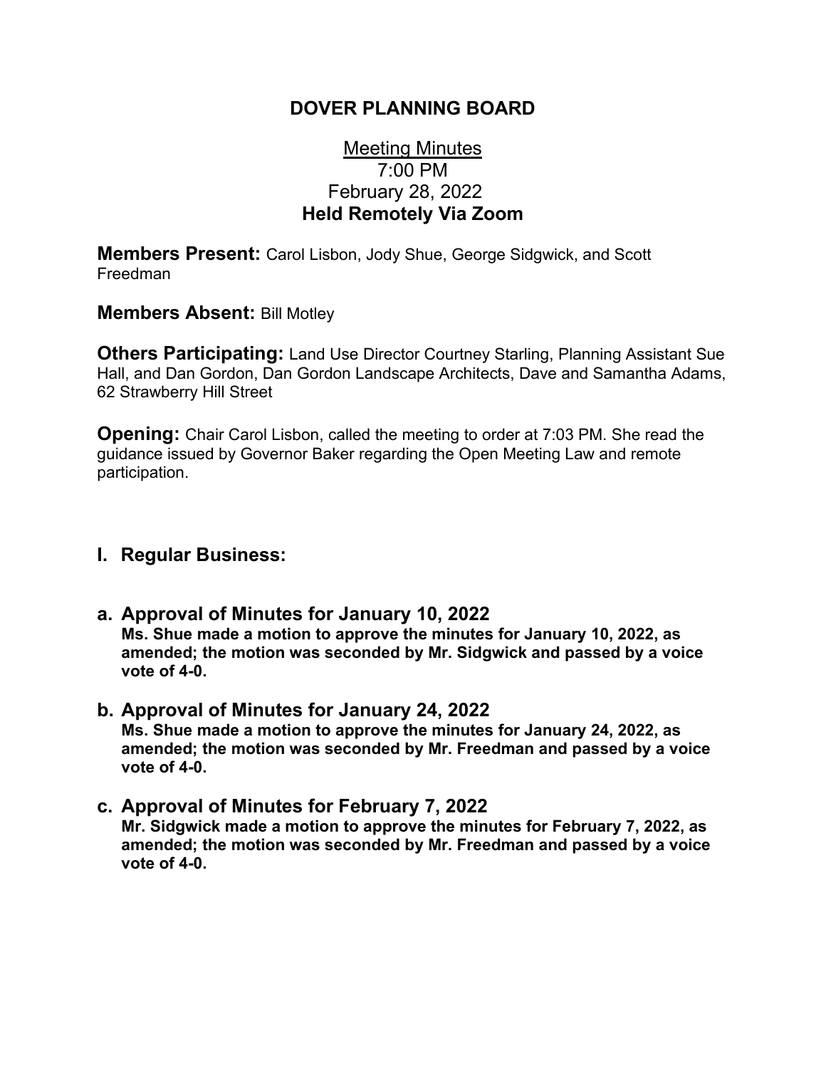# DOVER PLANNING BOARD

Meeting Minutes
7:00 PM
February 28, 2022
**Held Remotely Via Zoom**

**Members Present:** Carol Lisbon, Jody Shue, George Sidgwick, and Scott Freedman

**Members Absent:** Bill Motley

**Others Participating:** Land Use Director Courtney Starling, Planning Assistant Sue Hall, and Dan Gordon, Dan Gordon Landscape Architects, Dave and Samantha Adams, 62 Strawberry Hill Street

**Opening:** Chair Carol Lisbon, called the meeting to order at 7:03 PM. She read the guidance issued by Governor Baker regarding the Open Meeting Law and remote participation.

## I. Regular Business:

### a. Approval of Minutes for January 10, 2022

**Ms. Shue made a motion to approve the minutes for January 10, 2022, as amended; the motion was seconded by Mr. Sidgwick and passed by a voice vote of 4-0.**

### b. Approval of Minutes for January 24, 2022

**Ms. Shue made a motion to approve the minutes for January 24, 2022, as amended; the motion was seconded by Mr. Freedman and passed by a voice vote of 4-0.**

### c. Approval of Minutes for February 7, 2022

**Mr. Sidgwick made a motion to approve the minutes for February 7, 2022, as amended; the motion was seconded by Mr. Freedman and passed by a voice vote of 4-0.**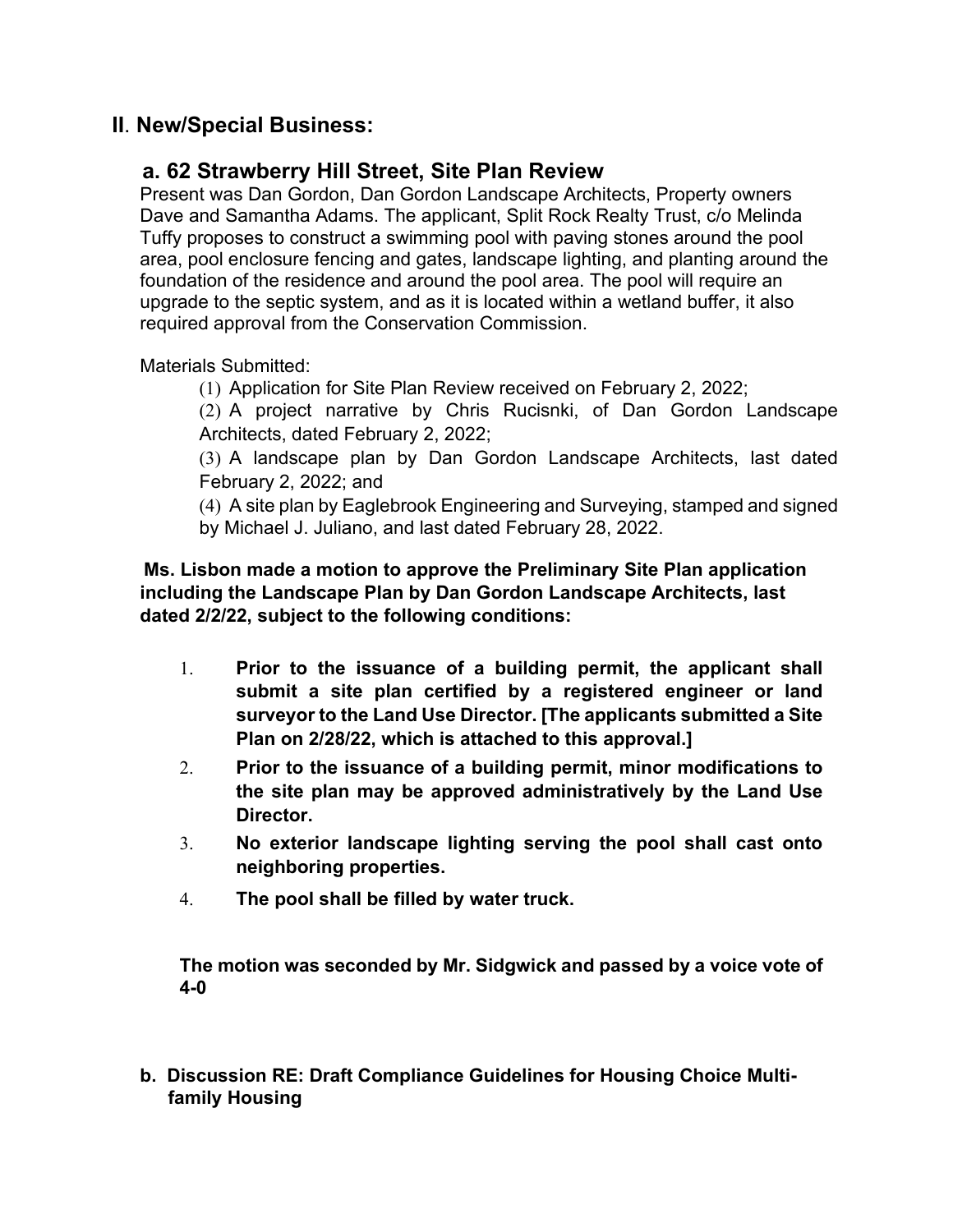## II. New/Special Business:

### a. 62 Strawberry Hill Street, Site Plan Review

Present was Dan Gordon, Dan Gordon Landscape Architects, Property owners Dave and Samantha Adams. The applicant, Split Rock Realty Trust, c/o Melinda Tuffy proposes to construct a swimming pool with paving stones around the pool area, pool enclosure fencing and gates, landscape lighting, and planting around the foundation of the residence and around the pool area. The pool will require an upgrade to the septic system, and as it is located within a wetland buffer, it also required approval from the Conservation Commission.

Materials Submitted:

(1) Application for Site Plan Review received on February 2, 2022;

(2) A project narrative by Chris Rucisnki, of Dan Gordon Landscape Architects, dated February 2, 2022;

(3) A landscape plan by Dan Gordon Landscape Architects, last dated February 2, 2022; and

(4) A site plan by Eaglebrook Engineering and Surveying, stamped and signed by Michael J. Juliano, and last dated February 28, 2022.

**Ms. Lisbon made a motion to approve the Preliminary Site Plan application including the Landscape Plan by Dan Gordon Landscape Architects, last dated 2/2/22, subject to the following conditions:**

1. **Prior to the issuance of a building permit, the applicant shall submit a site plan certified by a registered engineer or land surveyor to the Land Use Director. [The applicants submitted a Site Plan on 2/28/22, which is attached to this approval.]**
2. **Prior to the issuance of a building permit, minor modifications to the site plan may be approved administratively by the Land Use Director.**
3. **No exterior landscape lighting serving the pool shall cast onto neighboring properties.**
4. **The pool shall be filled by water truck.**

**The motion was seconded by Mr. Sidgwick and passed by a voice vote of 4-0**

**b. Discussion RE: Draft Compliance Guidelines for Housing Choice Multi-family Housing**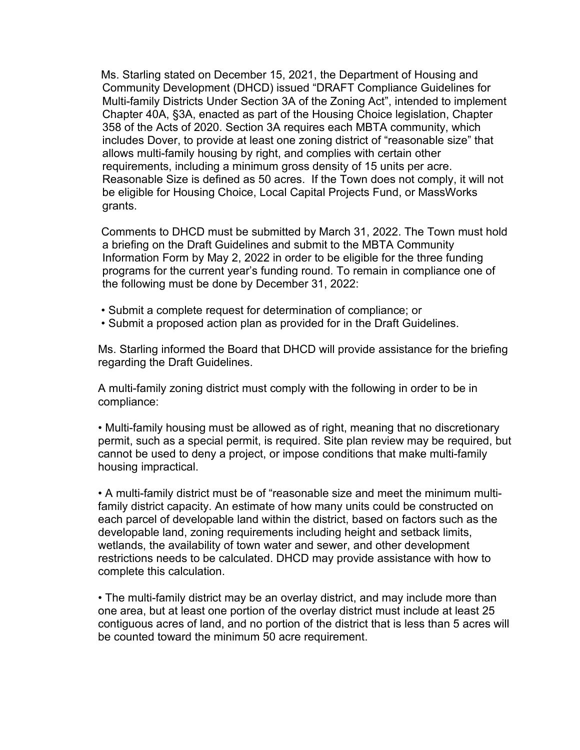Ms. Starling stated on December 15, 2021, the Department of Housing and Community Development (DHCD) issued "DRAFT Compliance Guidelines for Multi-family Districts Under Section 3A of the Zoning Act", intended to implement Chapter 40A, §3A, enacted as part of the Housing Choice legislation, Chapter 358 of the Acts of 2020. Section 3A requires each MBTA community, which includes Dover, to provide at least one zoning district of "reasonable size" that allows multi-family housing by right, and complies with certain other requirements, including a minimum gross density of 15 units per acre. Reasonable Size is defined as 50 acres. If the Town does not comply, it will not be eligible for Housing Choice, Local Capital Projects Fund, or MassWorks grants.

Comments to DHCD must be submitted by March 31, 2022. The Town must hold a briefing on the Draft Guidelines and submit to the MBTA Community Information Form by May 2, 2022 in order to be eligible for the three funding programs for the current year's funding round. To remain in compliance one of the following must be done by December 31, 2022:

- Submit a complete request for determination of compliance; or
- Submit a proposed action plan as provided for in the Draft Guidelines.

Ms. Starling informed the Board that DHCD will provide assistance for the briefing regarding the Draft Guidelines.

A multi-family zoning district must comply with the following in order to be in compliance:

- Multi-family housing must be allowed as of right, meaning that no discretionary permit, such as a special permit, is required. Site plan review may be required, but cannot be used to deny a project, or impose conditions that make multi-family housing impractical.

- A multi-family district must be of "reasonable size and meet the minimum multi-family district capacity. An estimate of how many units could be constructed on each parcel of developable land within the district, based on factors such as the developable land, zoning requirements including height and setback limits, wetlands, the availability of town water and sewer, and other development restrictions needs to be calculated. DHCD may provide assistance with how to complete this calculation.

- The multi-family district may be an overlay district, and may include more than one area, but at least one portion of the overlay district must include at least 25 contiguous acres of land, and no portion of the district that is less than 5 acres will be counted toward the minimum 50 acre requirement.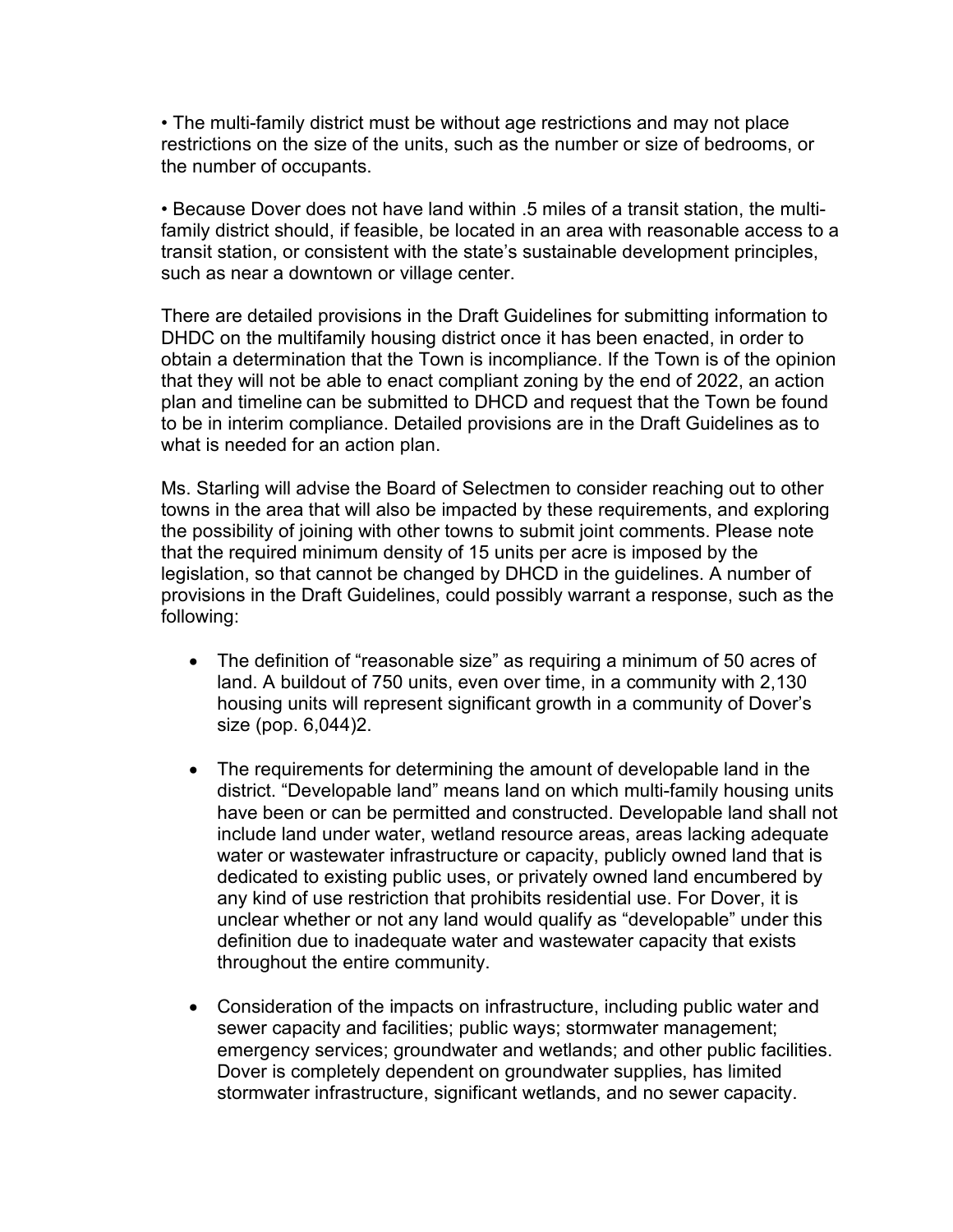- The multi-family district must be without age restrictions and may not place restrictions on the size of the units, such as the number or size of bedrooms, or the number of occupants.

- Because Dover does not have land within .5 miles of a transit station, the multi-family district should, if feasible, be located in an area with reasonable access to a transit station, or consistent with the state's sustainable development principles, such as near a downtown or village center.

There are detailed provisions in the Draft Guidelines for submitting information to DHDC on the multifamily housing district once it has been enacted, in order to obtain a determination that the Town is incompliance. If the Town is of the opinion that they will not be able to enact compliant zoning by the end of 2022, an action plan and timeline can be submitted to DHCD and request that the Town be found to be in interim compliance. Detailed provisions are in the Draft Guidelines as to what is needed for an action plan.

Ms. Starling will advise the Board of Selectmen to consider reaching out to other towns in the area that will also be impacted by these requirements, and exploring the possibility of joining with other towns to submit joint comments. Please note that the required minimum density of 15 units per acre is imposed by the legislation, so that cannot be changed by DHCD in the guidelines. A number of provisions in the Draft Guidelines, could possibly warrant a response, such as the following:

- The definition of "reasonable size" as requiring a minimum of 50 acres of land. A buildout of 750 units, even over time, in a community with 2,130 housing units will represent significant growth in a community of Dover's size (pop. 6,044)[2].

- The requirements for determining the amount of developable land in the district. "Developable land" means land on which multi-family housing units have been or can be permitted and constructed. Developable land shall not include land under water, wetland resource areas, areas lacking adequate water or wastewater infrastructure or capacity, publicly owned land that is dedicated to existing public uses, or privately owned land encumbered by any kind of use restriction that prohibits residential use. For Dover, it is unclear whether or not any land would qualify as "developable" under this definition due to inadequate water and wastewater capacity that exists throughout the entire community.

- Consideration of the impacts on infrastructure, including public water and sewer capacity and facilities; public ways; stormwater management; emergency services; groundwater and wetlands; and other public facilities. Dover is completely dependent on groundwater supplies, has limited stormwater infrastructure, significant wetlands, and no sewer capacity.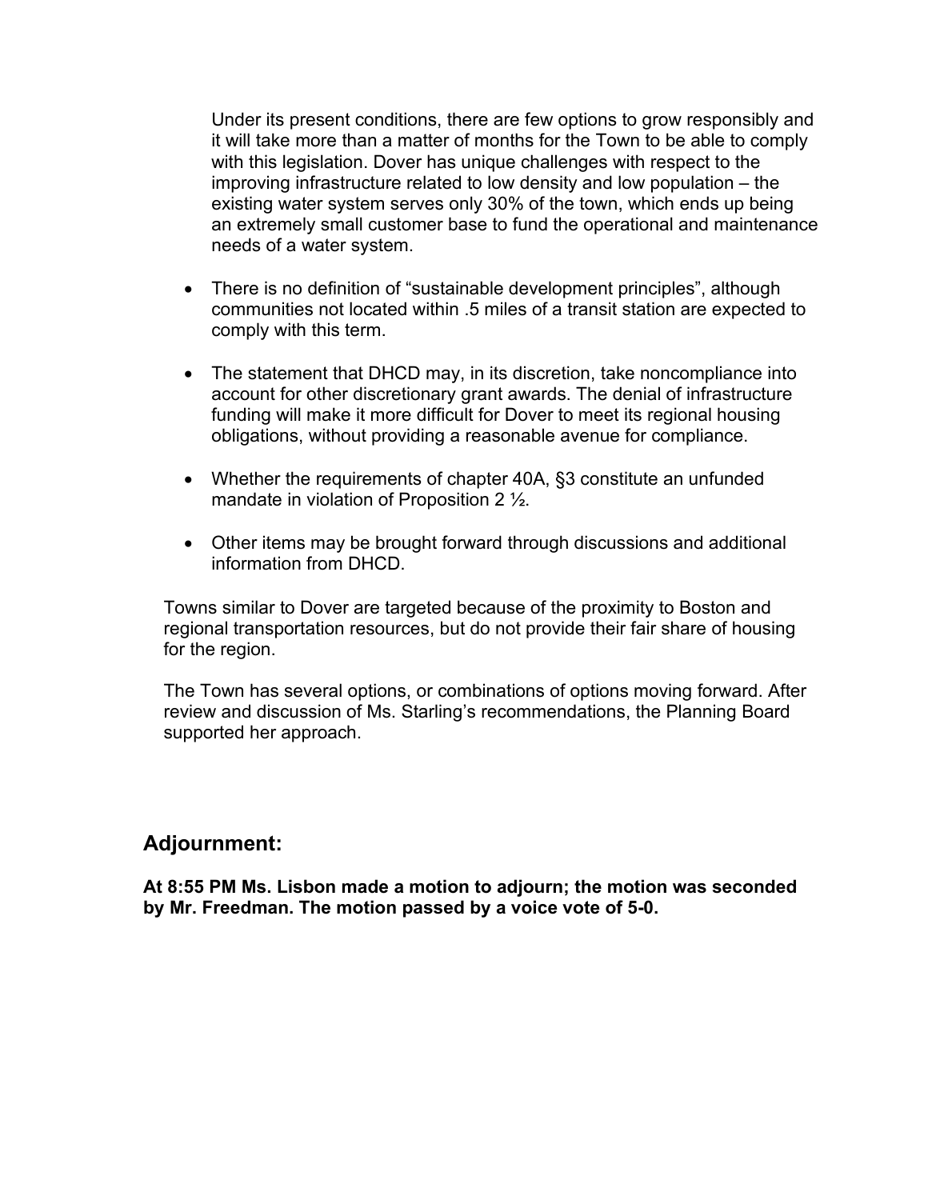Under its present conditions, there are few options to grow responsibly and it will take more than a matter of months for the Town to be able to comply with this legislation. Dover has unique challenges with respect to the improving infrastructure related to low density and low population – the existing water system serves only 30% of the town, which ends up being an extremely small customer base to fund the operational and maintenance needs of a water system.

- There is no definition of "sustainable development principles", although communities not located within .5 miles of a transit station are expected to comply with this term.

- The statement that DHCD may, in its discretion, take noncompliance into account for other discretionary grant awards. The denial of infrastructure funding will make it more difficult for Dover to meet its regional housing obligations, without providing a reasonable avenue for compliance.

- Whether the requirements of chapter 40A, §3 constitute an unfunded mandate in violation of Proposition 2 ½.

- Other items may be brought forward through discussions and additional information from DHCD.

Towns similar to Dover are targeted because of the proximity to Boston and regional transportation resources, but do not provide their fair share of housing for the region.

The Town has several options, or combinations of options moving forward. After review and discussion of Ms. Starling's recommendations, the Planning Board supported her approach.

## Adjournment:

**At 8:55 PM Ms. Lisbon made a motion to adjourn; the motion was seconded by Mr. Freedman. The motion passed by a voice vote of 5-0.**